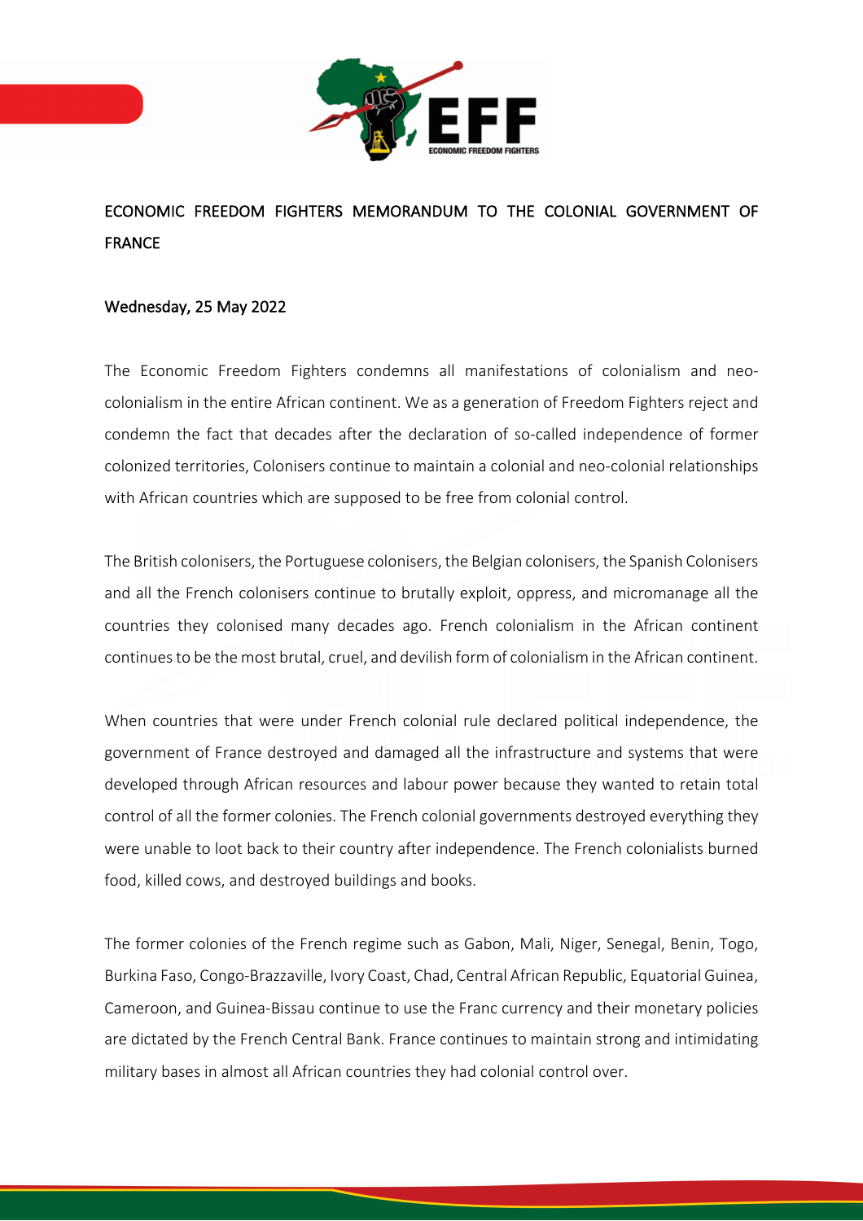ECONOMIC FREEDOM FIGHTERS MEMORANDUM TO THE COLONIAL GOVERNMENT OF FRANCE

Wednesday, 25 May 2022

The Economic Freedom Fighters condemns all manifestations of colonialism and neo-colonialism in the entire African continent. We as a generation of Freedom Fighters reject and condemn the fact that decades after the declaration of so-called independence of former colonized territories, Colonisers continue to maintain a colonial and neo-colonial relationships with African countries which are supposed to be free from colonial control.

The British colonisers, the Portuguese colonisers, the Belgian colonisers, the Spanish Colonisers and all the French colonisers continue to brutally exploit, oppress, and micromanage all the countries they colonised many decades ago. French colonialism in the African continent continues to be the most brutal, cruel, and devilish form of colonialism in the African continent.

When countries that were under French colonial rule declared political independence, the government of France destroyed and damaged all the infrastructure and systems that were developed through African resources and labour power because they wanted to retain total control of all the former colonies. The French colonial governments destroyed everything they were unable to loot back to their country after independence. The French colonialists burned food, killed cows, and destroyed buildings and books.

The former colonies of the French regime such as Gabon, Mali, Niger, Senegal, Benin, Togo, Burkina Faso, Congo-Brazzaville, Ivory Coast, Chad, Central African Republic, Equatorial Guinea, Cameroon, and Guinea-Bissau continue to use the Franc currency and their monetary policies are dictated by the French Central Bank. France continues to maintain strong and intimidating military bases in almost all African countries they had colonial control over.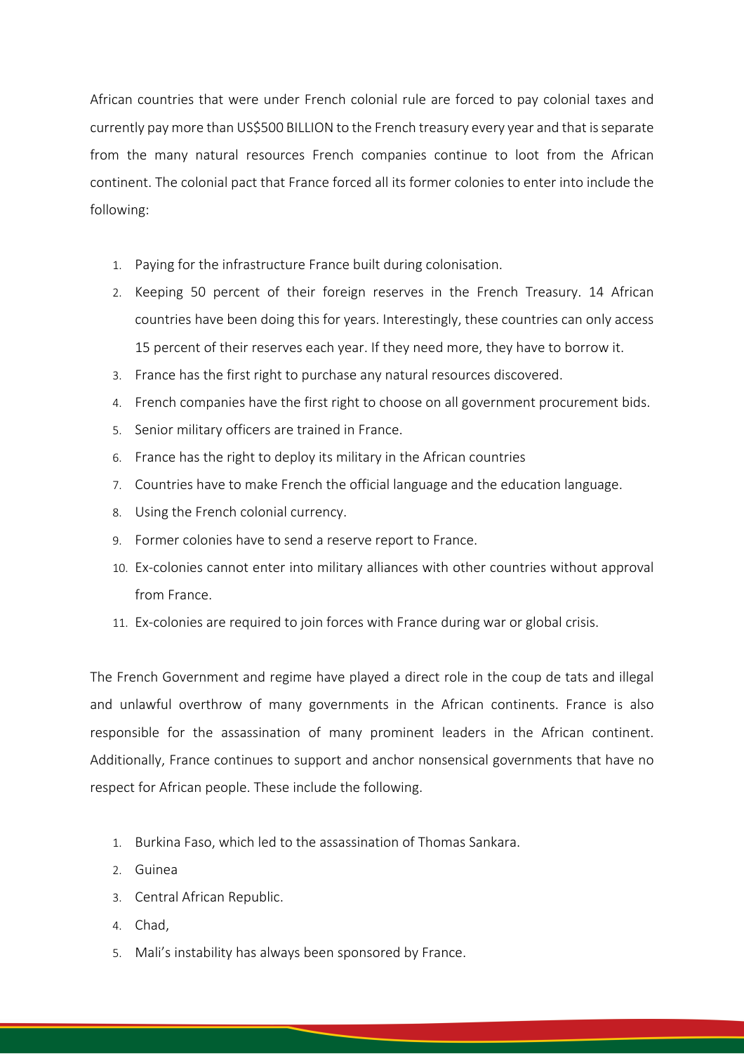African countries that were under French colonial rule are forced to pay colonial taxes and currently pay more than US$500 BILLION to the French treasury every year and that is separate from the many natural resources French companies continue to loot from the African continent. The colonial pact that France forced all its former colonies to enter into include the following:

1. Paying for the infrastructure France built during colonisation.
2. Keeping 50 percent of their foreign reserves in the French Treasury. 14 African countries have been doing this for years. Interestingly, these countries can only access 15 percent of their reserves each year. If they need more, they have to borrow it.
3. France has the first right to purchase any natural resources discovered.
4. French companies have the first right to choose on all government procurement bids.
5. Senior military officers are trained in France.
6. France has the right to deploy its military in the African countries
7. Countries have to make French the official language and the education language.
8. Using the French colonial currency.
9. Former colonies have to send a reserve report to France.
10. Ex-colonies cannot enter into military alliances with other countries without approval from France.
11. Ex-colonies are required to join forces with France during war or global crisis.

The French Government and regime have played a direct role in the coup de tats and illegal and unlawful overthrow of many governments in the African continents. France is also responsible for the assassination of many prominent leaders in the African continent. Additionally, France continues to support and anchor nonsensical governments that have no respect for African people. These include the following.

1. Burkina Faso, which led to the assassination of Thomas Sankara.
2. Guinea
3. Central African Republic.
4. Chad,
5. Mali's instability has always been sponsored by France.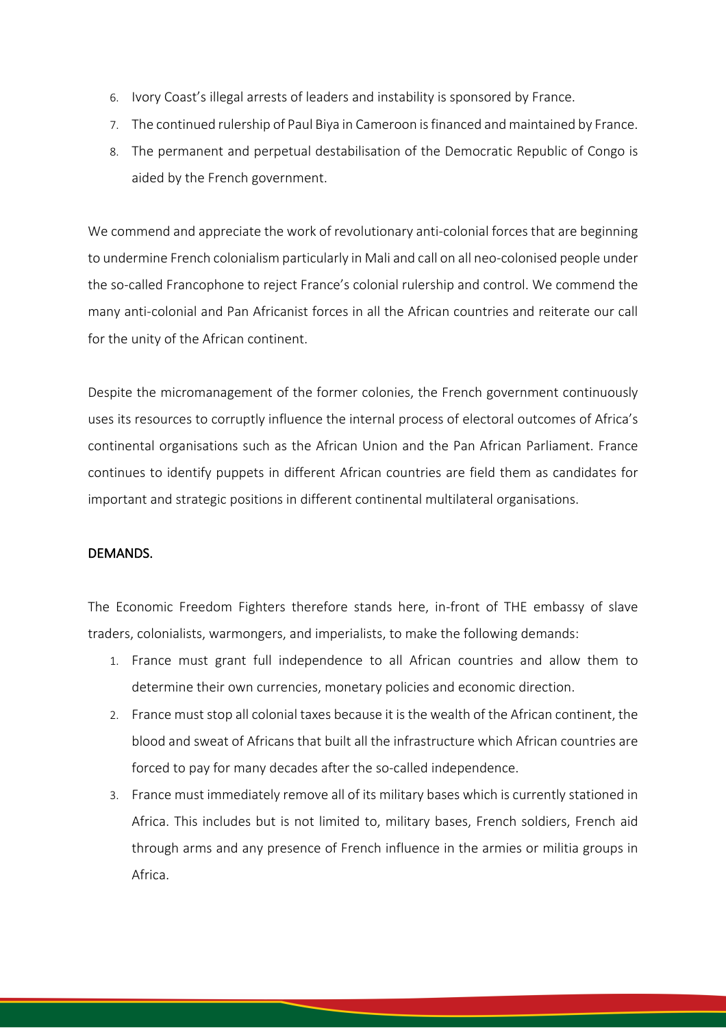6. Ivory Coast's illegal arrests of leaders and instability is sponsored by France.
7. The continued rulership of Paul Biya in Cameroon is financed and maintained by France.
8. The permanent and perpetual destabilisation of the Democratic Republic of Congo is aided by the French government.

We commend and appreciate the work of revolutionary anti-colonial forces that are beginning to undermine French colonialism particularly in Mali and call on all neo-colonised people under the so-called Francophone to reject France's colonial rulership and control. We commend the many anti-colonial and Pan Africanist forces in all the African countries and reiterate our call for the unity of the African continent.

Despite the micromanagement of the former colonies, the French government continuously uses its resources to corruptly influence the internal process of electoral outcomes of Africa's continental organisations such as the African Union and the Pan African Parliament. France continues to identify puppets in different African countries are field them as candidates for important and strategic positions in different continental multilateral organisations.

## DEMANDS.

The Economic Freedom Fighters therefore stands here, in-front of THE embassy of slave traders, colonialists, warmongers, and imperialists, to make the following demands:

1. France must grant full independence to all African countries and allow them to determine their own currencies, monetary policies and economic direction.
2. France must stop all colonial taxes because it is the wealth of the African continent, the blood and sweat of Africans that built all the infrastructure which African countries are forced to pay for many decades after the so-called independence.
3. France must immediately remove all of its military bases which is currently stationed in Africa. This includes but is not limited to, military bases, French soldiers, French aid through arms and any presence of French influence in the armies or militia groups in Africa.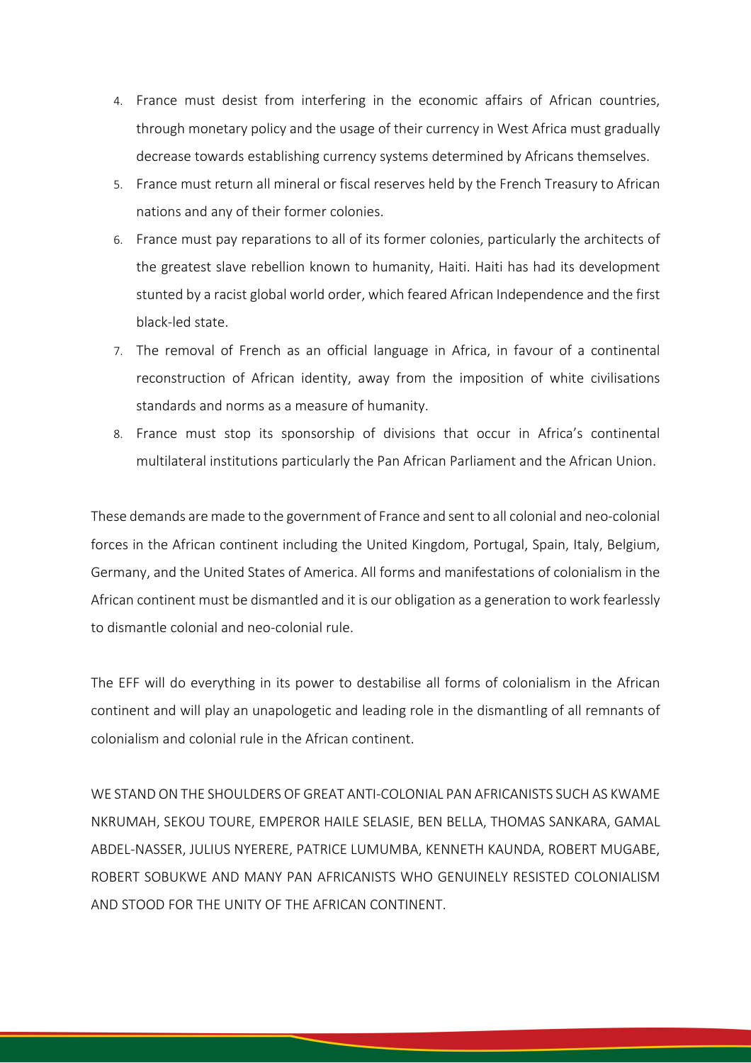4. France must desist from interfering in the economic affairs of African countries, through monetary policy and the usage of their currency in West Africa must gradually decrease towards establishing currency systems determined by Africans themselves.
5. France must return all mineral or fiscal reserves held by the French Treasury to African nations and any of their former colonies.
6. France must pay reparations to all of its former colonies, particularly the architects of the greatest slave rebellion known to humanity, Haiti. Haiti has had its development stunted by a racist global world order, which feared African Independence and the first black-led state.
7. The removal of French as an official language in Africa, in favour of a continental reconstruction of African identity, away from the imposition of white civilisations standards and norms as a measure of humanity.
8. France must stop its sponsorship of divisions that occur in Africa's continental multilateral institutions particularly the Pan African Parliament and the African Union.

These demands are made to the government of France and sent to all colonial and neo-colonial forces in the African continent including the United Kingdom, Portugal, Spain, Italy, Belgium, Germany, and the United States of America. All forms and manifestations of colonialism in the African continent must be dismantled and it is our obligation as a generation to work fearlessly to dismantle colonial and neo-colonial rule.

The EFF will do everything in its power to destabilise all forms of colonialism in the African continent and will play an unapologetic and leading role in the dismantling of all remnants of colonialism and colonial rule in the African continent.

WE STAND ON THE SHOULDERS OF GREAT ANTI-COLONIAL PAN AFRICANISTS SUCH AS KWAME NKRUMAH, SEKOU TOURE, EMPEROR HAILE SELASIE, BEN BELLA, THOMAS SANKARA, GAMAL ABDEL-NASSER, JULIUS NYERERE, PATRICE LUMUMBA, KENNETH KAUNDA, ROBERT MUGABE, ROBERT SOBUKWE AND MANY PAN AFRICANISTS WHO GENUINELY RESISTED COLONIALISM AND STOOD FOR THE UNITY OF THE AFRICAN CONTINENT.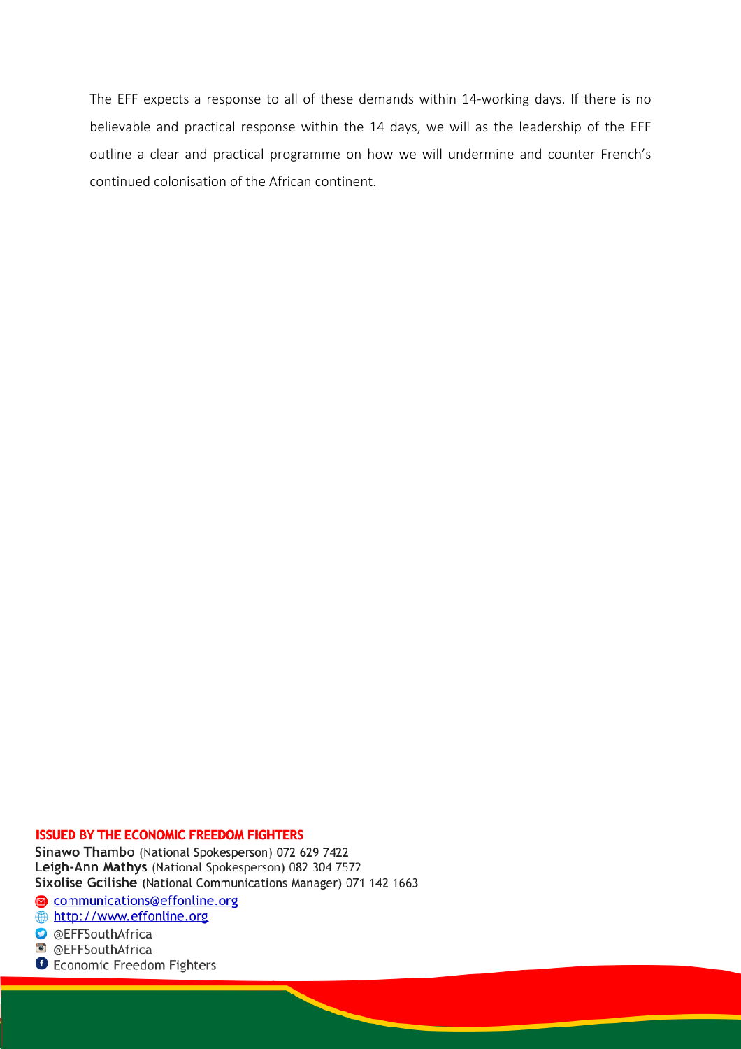The EFF expects a response to all of these demands within 14-working days. If there is no believable and practical response within the 14 days, we will as the leadership of the EFF outline a clear and practical programme on how we will undermine and counter French's continued colonisation of the African continent.

**ISSUED BY THE ECONOMIC FREEDOM FIGHTERS**

**Sinawo Thambo** (National Spokesperson) 072 629 7422
**Leigh-Ann Mathys** (National Spokesperson) 082 304 7572
**Sixolise Gcilishe** (National Communications Manager) 071 142 1663

communications@effonline.org
http://www.effonline.org
@EFFSouthAfrica
@EFFSouthAfrica
Economic Freedom Fighters